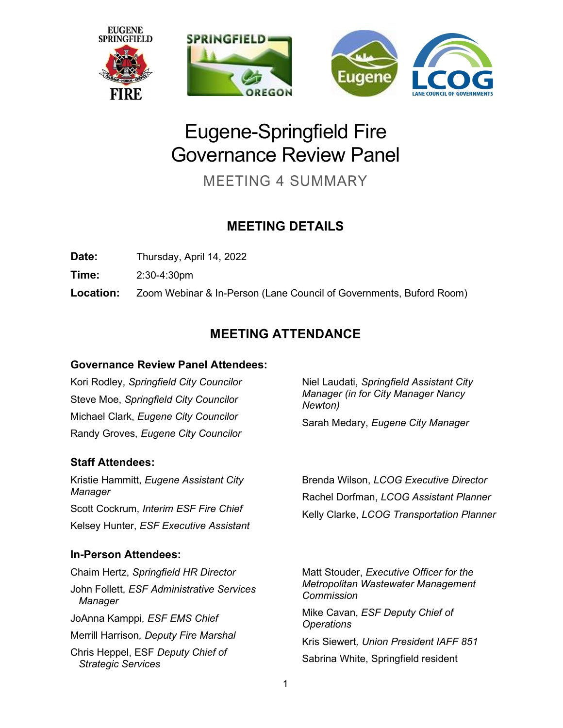# Eugene-Springfield Fire Governance Review Panel

MEETING 4 SUMMARY

## MEETING DETAILS

**Date:** Thursday, April 14, 2022

**Time:** 2:30-4:30pm

**Location:** Zoom Webinar & In-Person (Lane Council of Governments, Buford Room)

## MEETING ATTENDANCE

### Governance Review Panel Attendees:

Kori Rodley, *Springfield City Councilor*

Steve Moe, *Springfield City Councilor*

Michael Clark, *Eugene City Councilor*

Randy Groves, *Eugene City Councilor*

Niel Laudati, *Springfield Assistant City Manager (in for City Manager Nancy Newton)*

Sarah Medary, *Eugene City Manager*

### Staff Attendees:

Kristie Hammitt, *Eugene Assistant City Manager*

Scott Cockrum, *Interim ESF Fire Chief*

Kelsey Hunter, *ESF Executive Assistant*

Brenda Wilson, *LCOG Executive Director*

Rachel Dorfman, *LCOG Assistant Planner*

Kelly Clarke, *LCOG Transportation Planner*

### In-Person Attendees:

Chaim Hertz, *Springfield HR Director*

John Follett, *ESF Administrative Services Manager*

JoAnna Kamppi, *ESF EMS Chief*

Merrill Harrison, *Deputy Fire Marshal*

Chris Heppel, ESF *Deputy Chief of Strategic Services*

Matt Stouder, *Executive Officer for the Metropolitan Wastewater Management Commission*

Mike Cavan, *ESF Deputy Chief of Operations*

Kris Siewert, *Union President IAFF 851*

Sabrina White, Springfield resident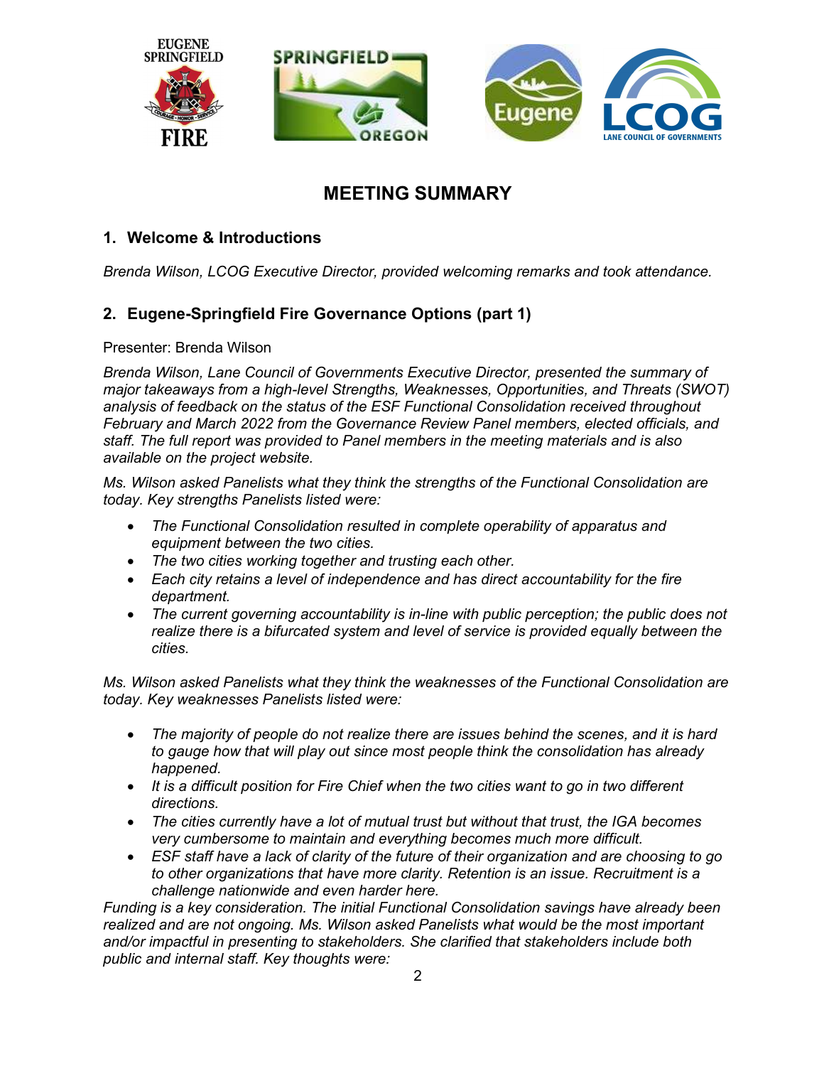# MEETING SUMMARY

## 1. Welcome & Introductions

*Brenda Wilson, LCOG Executive Director, provided welcoming remarks and took attendance.*

## 2. Eugene-Springfield Fire Governance Options (part 1)

Presenter: Brenda Wilson

*Brenda Wilson, Lane Council of Governments Executive Director, presented the summary of major takeaways from a high-level Strengths, Weaknesses, Opportunities, and Threats (SWOT) analysis of feedback on the status of the ESF Functional Consolidation received throughout February and March 2022 from the Governance Review Panel members, elected officials, and staff. The full report was provided to Panel members in the meeting materials and is also available on the project website.*

*Ms. Wilson asked Panelists what they think the strengths of the Functional Consolidation are today. Key strengths Panelists listed were:*

- *The Functional Consolidation resulted in complete operability of apparatus and equipment between the two cities.*
- *The two cities working together and trusting each other.*
- *Each city retains a level of independence and has direct accountability for the fire department.*
- *The current governing accountability is in-line with public perception; the public does not realize there is a bifurcated system and level of service is provided equally between the cities.*

*Ms. Wilson asked Panelists what they think the weaknesses of the Functional Consolidation are today. Key weaknesses Panelists listed were:*

- *The majority of people do not realize there are issues behind the scenes, and it is hard to gauge how that will play out since most people think the consolidation has already happened.*
- *It is a difficult position for Fire Chief when the two cities want to go in two different directions.*
- *The cities currently have a lot of mutual trust but without that trust, the IGA becomes very cumbersome to maintain and everything becomes much more difficult.*
- *ESF staff have a lack of clarity of the future of their organization and are choosing to go to other organizations that have more clarity. Retention is an issue. Recruitment is a challenge nationwide and even harder here.*

*Funding is a key consideration. The initial Functional Consolidation savings have already been realized and are not ongoing. Ms. Wilson asked Panelists what would be the most important and/or impactful in presenting to stakeholders. She clarified that stakeholders include both public and internal staff. Key thoughts were:*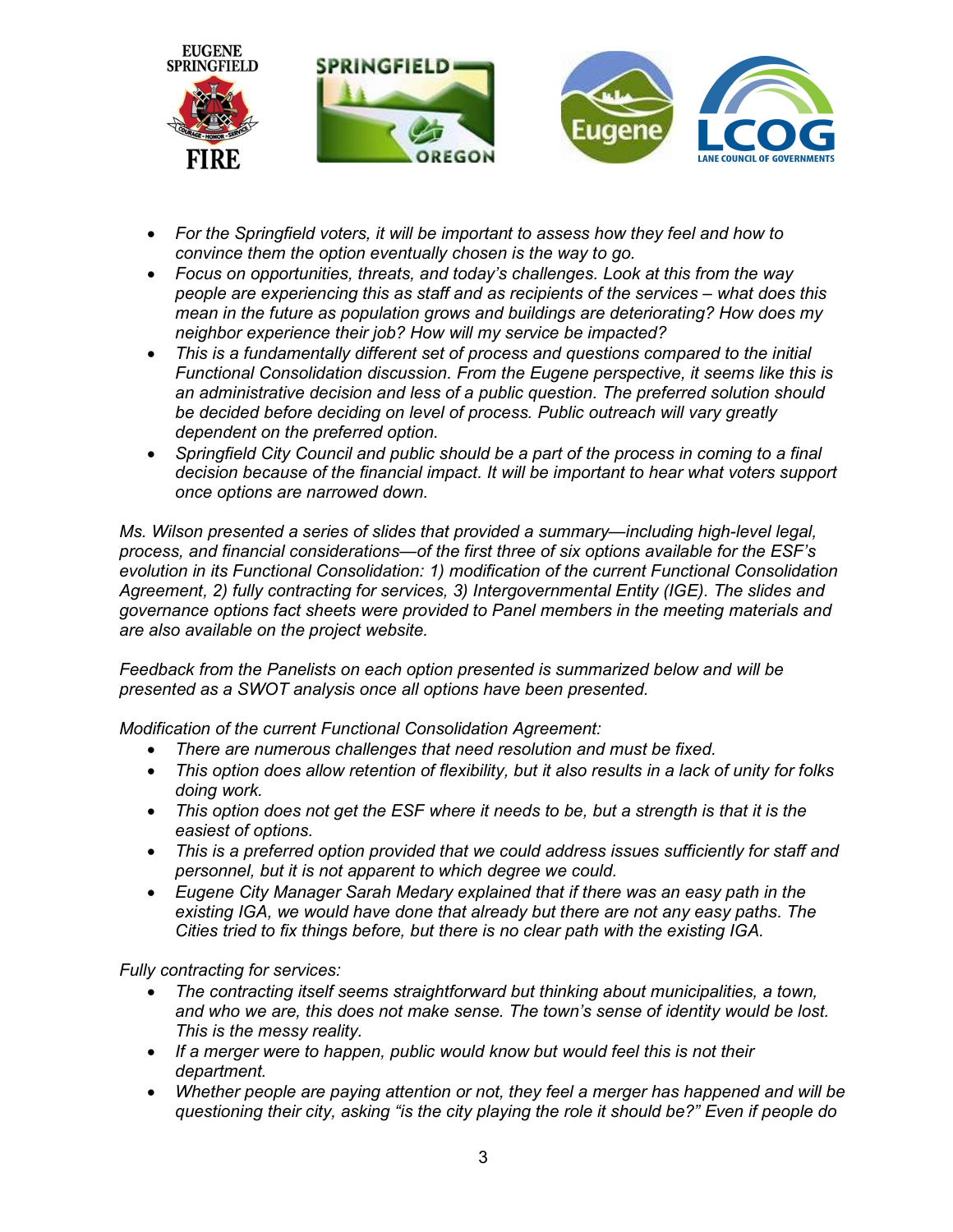- *For the Springfield voters, it will be important to assess how they feel and how to convince them the option eventually chosen is the way to go.*
- *Focus on opportunities, threats, and today's challenges. Look at this from the way people are experiencing this as staff and as recipients of the services – what does this mean in the future as population grows and buildings are deteriorating? How does my neighbor experience their job? How will my service be impacted?*
- *This is a fundamentally different set of process and questions compared to the initial Functional Consolidation discussion. From the Eugene perspective, it seems like this is an administrative decision and less of a public question. The preferred solution should be decided before deciding on level of process. Public outreach will vary greatly dependent on the preferred option.*
- *Springfield City Council and public should be a part of the process in coming to a final decision because of the financial impact. It will be important to hear what voters support once options are narrowed down.*

*Ms. Wilson presented a series of slides that provided a summary—including high-level legal, process, and financial considerations—of the first three of six options available for the ESF's evolution in its Functional Consolidation: 1) modification of the current Functional Consolidation Agreement, 2) fully contracting for services, 3) Intergovernmental Entity (IGE). The slides and governance options fact sheets were provided to Panel members in the meeting materials and are also available on the project website.*

*Feedback from the Panelists on each option presented is summarized below and will be presented as a SWOT analysis once all options have been presented.*

*Modification of the current Functional Consolidation Agreement:*

- *There are numerous challenges that need resolution and must be fixed.*
- *This option does allow retention of flexibility, but it also results in a lack of unity for folks doing work.*
- *This option does not get the ESF where it needs to be, but a strength is that it is the easiest of options.*
- *This is a preferred option provided that we could address issues sufficiently for staff and personnel, but it is not apparent to which degree we could.*
- *Eugene City Manager Sarah Medary explained that if there was an easy path in the existing IGA, we would have done that already but there are not any easy paths. The Cities tried to fix things before, but there is no clear path with the existing IGA.*

*Fully contracting for services:*

- *The contracting itself seems straightforward but thinking about municipalities, a town, and who we are, this does not make sense. The town's sense of identity would be lost. This is the messy reality.*
- *If a merger were to happen, public would know but would feel this is not their department.*
- *Whether people are paying attention or not, they feel a merger has happened and will be questioning their city, asking "is the city playing the role it should be?" Even if people do*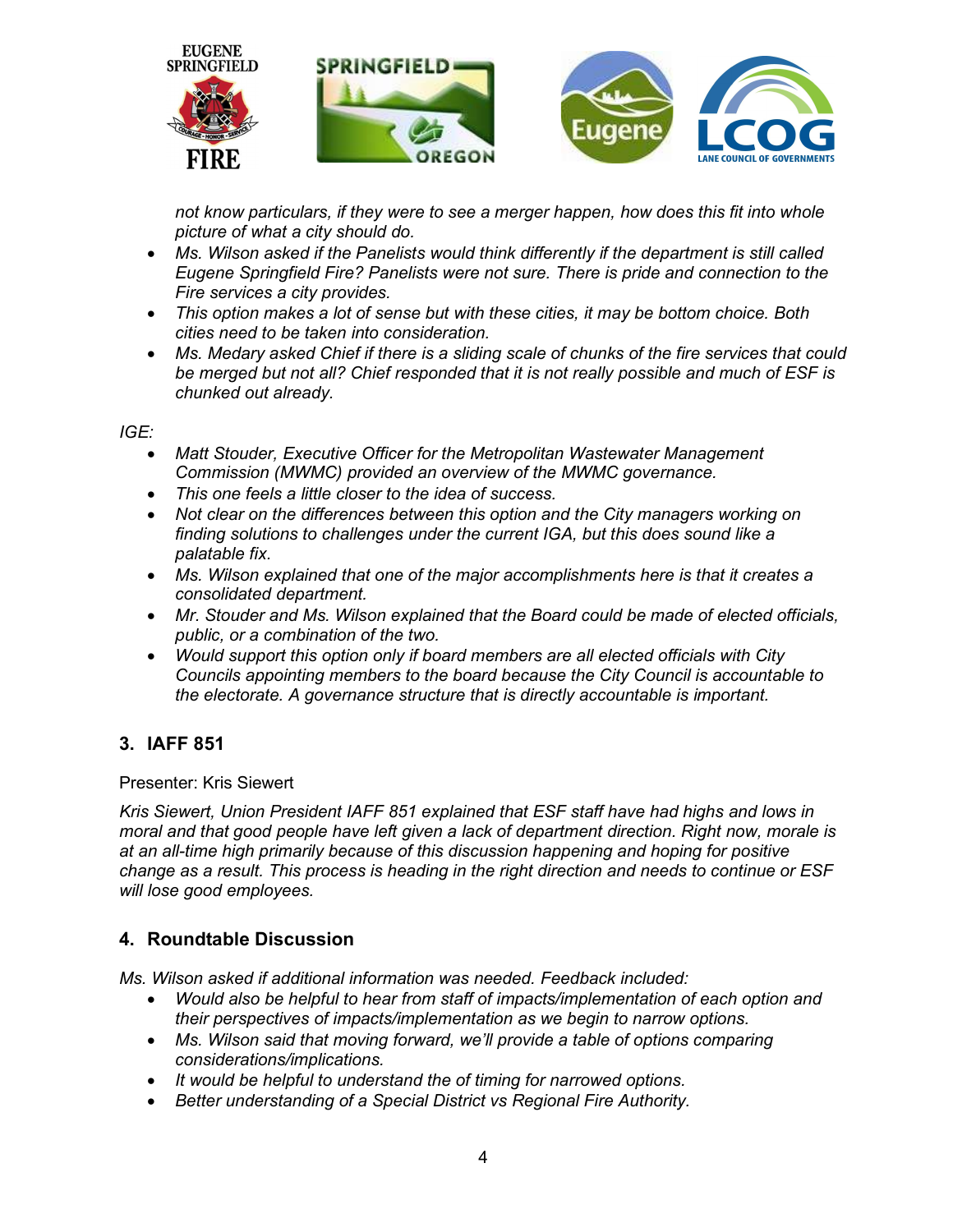*not know particulars, if they were to see a merger happen, how does this fit into whole picture of what a city should do.*

- *Ms. Wilson asked if the Panelists would think differently if the department is still called Eugene Springfield Fire? Panelists were not sure. There is pride and connection to the Fire services a city provides.*
- *This option makes a lot of sense but with these cities, it may be bottom choice. Both cities need to be taken into consideration.*
- *Ms. Medary asked Chief if there is a sliding scale of chunks of the fire services that could be merged but not all? Chief responded that it is not really possible and much of ESF is chunked out already.*

*IGE:*

- *Matt Stouder, Executive Officer for the Metropolitan Wastewater Management Commission (MWMC) provided an overview of the MWMC governance.*
- *This one feels a little closer to the idea of success.*
- *Not clear on the differences between this option and the City managers working on finding solutions to challenges under the current IGA, but this does sound like a palatable fix.*
- *Ms. Wilson explained that one of the major accomplishments here is that it creates a consolidated department.*
- *Mr. Stouder and Ms. Wilson explained that the Board could be made of elected officials, public, or a combination of the two.*
- *Would support this option only if board members are all elected officials with City Councils appointing members to the board because the City Council is accountable to the electorate. A governance structure that is directly accountable is important.*

## 3. IAFF 851

Presenter: Kris Siewert

*Kris Siewert, Union President IAFF 851 explained that ESF staff have had highs and lows in moral and that good people have left given a lack of department direction. Right now, morale is at an all-time high primarily because of this discussion happening and hoping for positive change as a result. This process is heading in the right direction and needs to continue or ESF will lose good employees.*

## 4. Roundtable Discussion

*Ms. Wilson asked if additional information was needed. Feedback included:*

- *Would also be helpful to hear from staff of impacts/implementation of each option and their perspectives of impacts/implementation as we begin to narrow options.*
- *Ms. Wilson said that moving forward, we'll provide a table of options comparing considerations/implications.*
- *It would be helpful to understand the of timing for narrowed options.*
- *Better understanding of a Special District vs Regional Fire Authority.*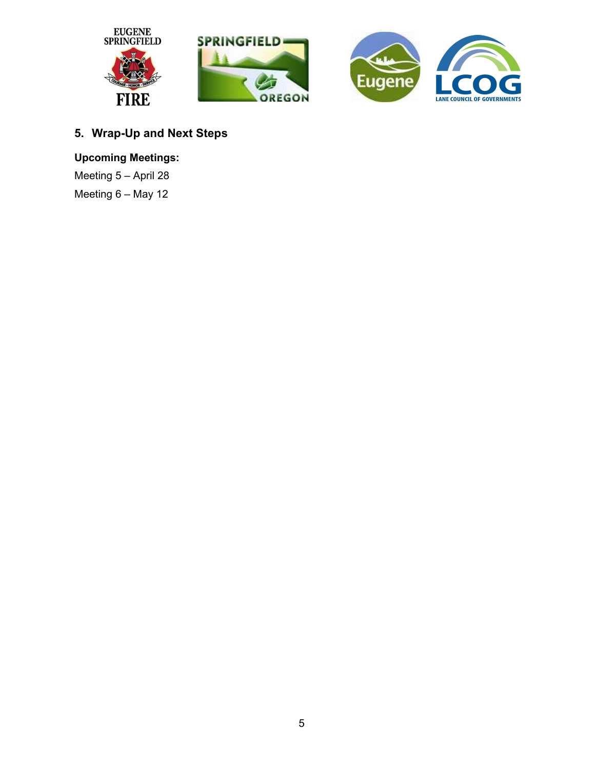## 5. Wrap-Up and Next Steps

**Upcoming Meetings:**

Meeting 5 – April 28

Meeting 6 – May 12